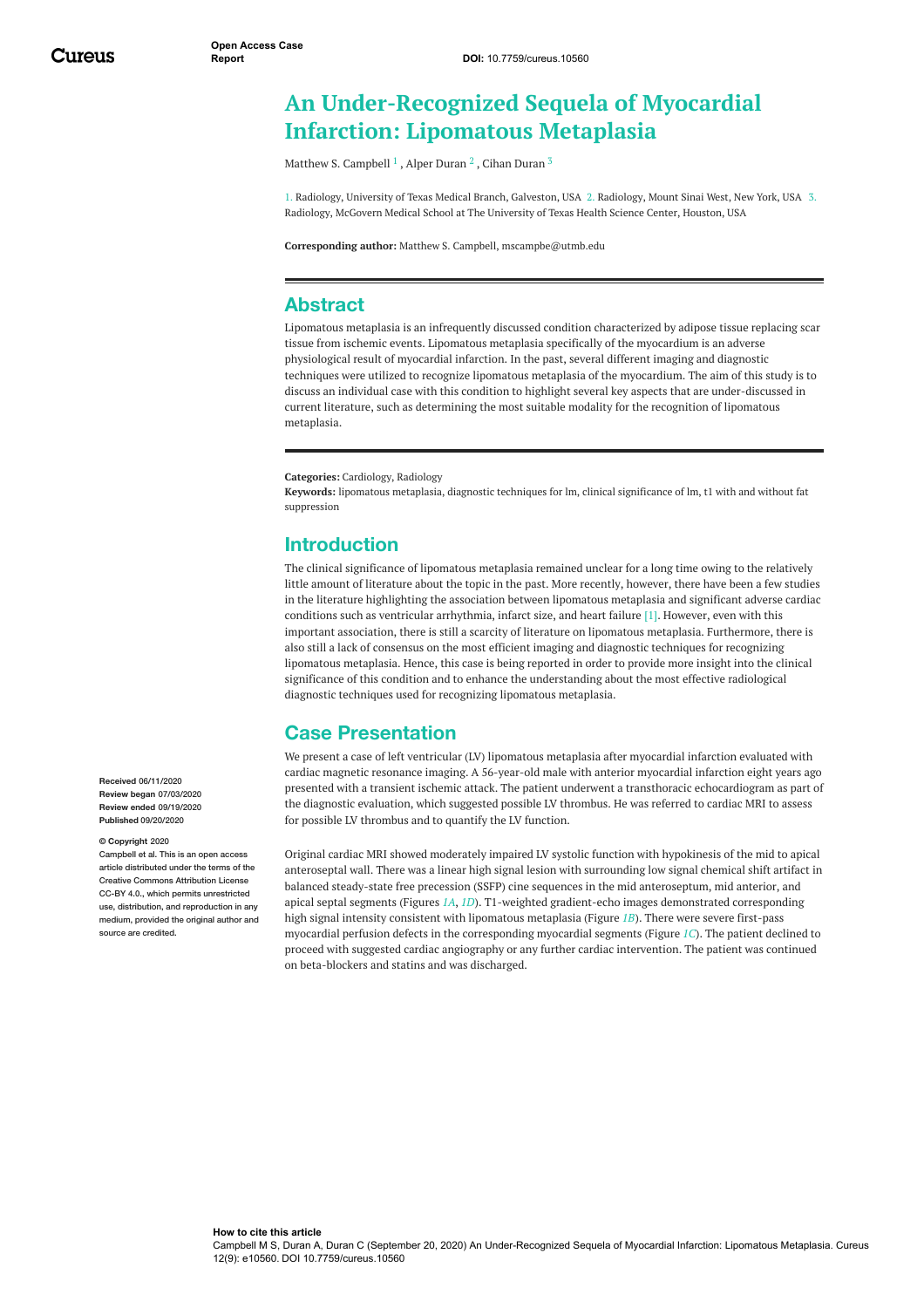# An Under-Recognized Sequela of Myocardial Infarction: Lipomatous Metaplasia

Matthew S. Campbell [1] , Alper Duran [2] , Cihan Duran [3]

1. Radiology, University of Texas Medical Branch, Galveston, USA 2. Radiology, Mount Sinai West, New York, USA 3. Radiology, McGovern Medical School at The University of Texas Health Science Center, Houston, USA

**Corresponding author:** Matthew S. Campbell, mscampbe@utmb.edu

## Abstract

Lipomatous metaplasia is an infrequently discussed condition characterized by adipose tissue replacing scar tissue from ischemic events. Lipomatous metaplasia specifically of the myocardium is an adverse physiological result of myocardial infarction. In the past, several different imaging and diagnostic techniques were utilized to recognize lipomatous metaplasia of the myocardium. The aim of this study is to discuss an individual case with this condition to highlight several key aspects that are under-discussed in current literature, such as determining the most suitable modality for the recognition of lipomatous metaplasia.

**Categories:** Cardiology, Radiology
**Keywords:** lipomatous metaplasia, diagnostic techniques for lm, clinical significance of lm, t1 with and without fat suppression

**Received** 06/11/2020
**Review began** 07/03/2020
**Review ended** 09/19/2020
**Published** 09/20/2020

**© Copyright** 2020
Campbell et al. This is an open access article distributed under the terms of the Creative Commons Attribution License CC-BY 4.0., which permits unrestricted use, distribution, and reproduction in any medium, provided the original author and source are credited.

## Introduction

The clinical significance of lipomatous metaplasia remained unclear for a long time owing to the relatively little amount of literature about the topic in the past. More recently, however, there have been a few studies in the literature highlighting the association between lipomatous metaplasia and significant adverse cardiac conditions such as ventricular arrhythmia, infarct size, and heart failure [1]. However, even with this important association, there is still a scarcity of literature on lipomatous metaplasia. Furthermore, there is also still a lack of consensus on the most efficient imaging and diagnostic techniques for recognizing lipomatous metaplasia. Hence, this case is being reported in order to provide more insight into the clinical significance of this condition and to enhance the understanding about the most effective radiological diagnostic techniques used for recognizing lipomatous metaplasia.

## Case Presentation

We present a case of left ventricular (LV) lipomatous metaplasia after myocardial infarction evaluated with cardiac magnetic resonance imaging. A 56-year-old male with anterior myocardial infarction eight years ago presented with a transient ischemic attack. The patient underwent a transthoracic echocardiogram as part of the diagnostic evaluation, which suggested possible LV thrombus. He was referred to cardiac MRI to assess for possible LV thrombus and to quantify the LV function.

Original cardiac MRI showed moderately impaired LV systolic function with hypokinesis of the mid to apical anteroseptal wall. There was a linear high signal lesion with surrounding low signal chemical shift artifact in balanced steady-state free precession (SSFP) cine sequences in the mid anteroseptum, mid anterior, and apical septal segments (Figures *1A*, *1D*). T1-weighted gradient-echo images demonstrated corresponding high signal intensity consistent with lipomatous metaplasia (Figure *1B*). There were severe first-pass myocardial perfusion defects in the corresponding myocardial segments (Figure *1C*). The patient declined to proceed with suggested cardiac angiography or any further cardiac intervention. The patient was continued on beta-blockers and statins and was discharged.

**How to cite this article**
Campbell M S, Duran A, Duran C (September 20, 2020) An Under-Recognized Sequela of Myocardial Infarction: Lipomatous Metaplasia. Cureus 12(9): e10560. DOI 10.7759/cureus.10560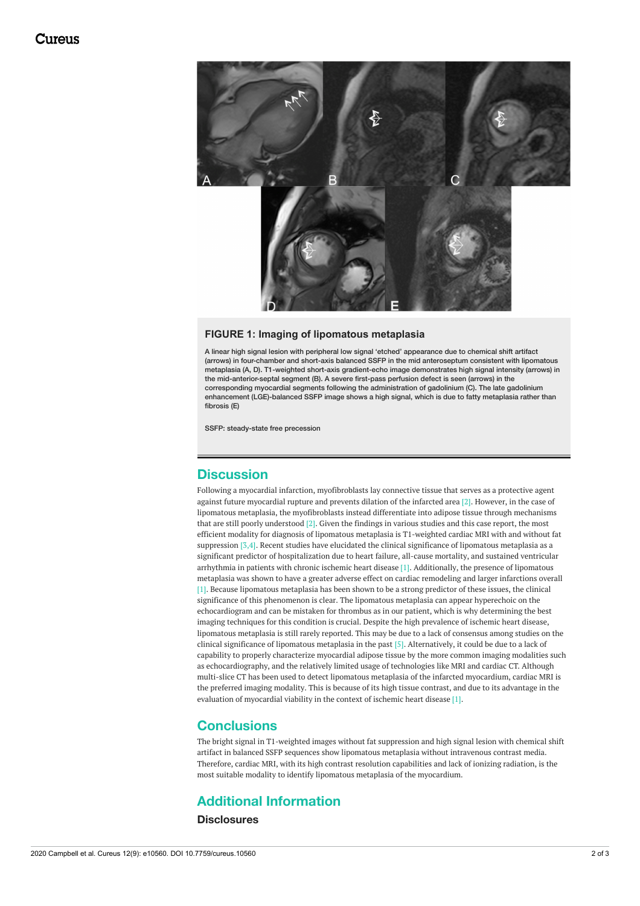**FIGURE 1: Imaging of lipomatous metaplasia**

A linear high signal lesion with peripheral low signal 'etched' appearance due to chemical shift artifact (arrows) in four-chamber and short-axis balanced SSFP in the mid anteroseptum consistent with lipomatous metaplasia (A, D). T1-weighted short-axis gradient-echo image demonstrates high signal intensity (arrows) in the mid-anterior-septal segment (B). A severe first-pass perfusion defect is seen (arrows) in the corresponding myocardial segments following the administration of gadolinium (C). The late gadolinium enhancement (LGE)-balanced SSFP image shows a high signal, which is due to fatty metaplasia rather than fibrosis (E)

SSFP: steady-state free precession

## Discussion

Following a myocardial infarction, myofibroblasts lay connective tissue that serves as a protective agent against future myocardial rupture and prevents dilation of the infarcted area [2]. However, in the case of lipomatous metaplasia, the myofibroblasts instead differentiate into adipose tissue through mechanisms that are still poorly understood [2]. Given the findings in various studies and this case report, the most efficient modality for diagnosis of lipomatous metaplasia is T1-weighted cardiac MRI with and without fat suppression [3,4]. Recent studies have elucidated the clinical significance of lipomatous metaplasia as a significant predictor of hospitalization due to heart failure, all-cause mortality, and sustained ventricular arrhythmia in patients with chronic ischemic heart disease [1]. Additionally, the presence of lipomatous metaplasia was shown to have a greater adverse effect on cardiac remodeling and larger infarctions overall [1]. Because lipomatous metaplasia has been shown to be a strong predictor of these issues, the clinical significance of this phenomenon is clear. The lipomatous metaplasia can appear hyperechoic on the echocardiogram and can be mistaken for thrombus as in our patient, which is why determining the best imaging techniques for this condition is crucial. Despite the high prevalence of ischemic heart disease, lipomatous metaplasia is still rarely reported. This may be due to a lack of consensus among studies on the clinical significance of lipomatous metaplasia in the past [5]. Alternatively, it could be due to a lack of capability to properly characterize myocardial adipose tissue by the more common imaging modalities such as echocardiography, and the relatively limited usage of technologies like MRI and cardiac CT. Although multi-slice CT has been used to detect lipomatous metaplasia of the infarcted myocardium, cardiac MRI is the preferred imaging modality. This is because of its high tissue contrast, and due to its advantage in the evaluation of myocardial viability in the context of ischemic heart disease [1].

## Conclusions

The bright signal in T1-weighted images without fat suppression and high signal lesion with chemical shift artifact in balanced SSFP sequences show lipomatous metaplasia without intravenous contrast media. Therefore, cardiac MRI, with its high contrast resolution capabilities and lack of ionizing radiation, is the most suitable modality to identify lipomatous metaplasia of the myocardium.

## Additional Information

### Disclosures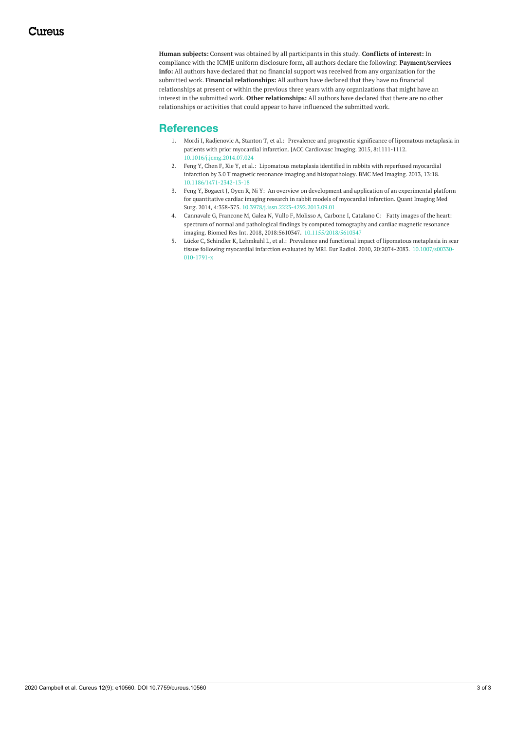**Human subjects:** Consent was obtained by all participants in this study. **Conflicts of interest:** In compliance with the ICMJE uniform disclosure form, all authors declare the following: **Payment/services info:** All authors have declared that no financial support was received from any organization for the submitted work. **Financial relationships:** All authors have declared that they have no financial relationships at present or within the previous three years with any organizations that might have an interest in the submitted work. **Other relationships:** All authors have declared that there are no other relationships or activities that could appear to have influenced the submitted work.

## References

1. Mordi I, Radjenovic A, Stanton T, et al.: Prevalence and prognostic significance of lipomatous metaplasia in patients with prior myocardial infarction. JACC Cardiovasc Imaging. 2015, 8:1111-1112. 10.1016/j.jcmg.2014.07.024
2. Feng Y, Chen F, Xie Y, et al.: Lipomatous metaplasia identified in rabbits with reperfused myocardial infarction by 3.0 T magnetic resonance imaging and histopathology. BMC Med Imaging. 2013, 13:18. 10.1186/1471-2342-13-18
3. Feng Y, Bogaert J, Oyen R, Ni Y: An overview on development and application of an experimental platform for quantitative cardiac imaging research in rabbit models of myocardial infarction. Quant Imaging Med Surg. 2014, 4:358-375. 10.3978/j.issn.2223-4292.2013.09.01
4. Cannavale G, Francone M, Galea N, Vullo F, Molisso A, Carbone I, Catalano C: Fatty images of the heart: spectrum of normal and pathological findings by computed tomography and cardiac magnetic resonance imaging. Biomed Res Int. 2018, 2018:5610347. 10.1155/2018/5610347
5. Lücke C, Schindler K, Lehmkuhl L, et al.: Prevalence and functional impact of lipomatous metaplasia in scar tissue following myocardial infarction evaluated by MRI. Eur Radiol. 2010, 20:2074-2083. 10.1007/s00330-010-1791-x